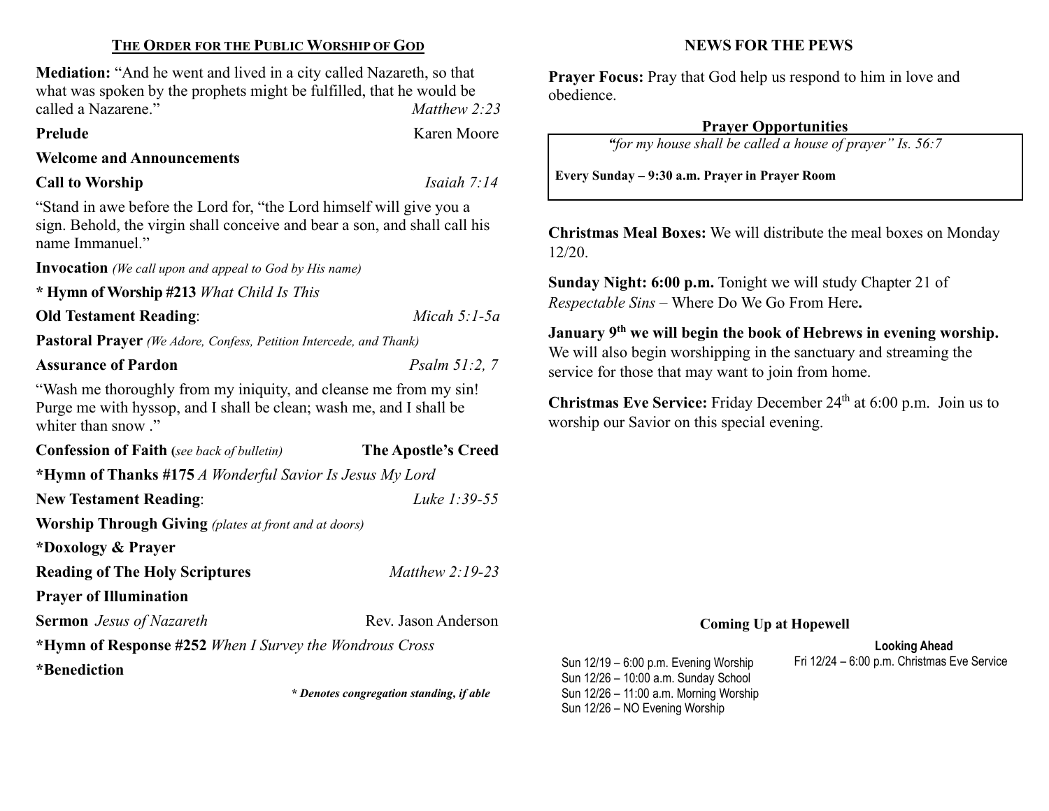## THE ORDER FOR THE PUBLIC WORSHIP OF GOD

**Mediation:** "And he went and lived in a city called Nazareth, so that what was spoken by the prophets might be fulfilled, that he would be called a Nazarene." *Matthew 2:23*

**Prelude** Karen Moore

**Welcome and Announcements**

**Call to Worship** *Isaiah 7:14*

"Stand in awe before the Lord for, "the Lord himself will give you a sign. Behold, the virgin shall conceive and bear a son, and shall call his name Immanuel."

**Invocation** *(We call upon and appeal to God by His name)*

**\* Hymn of Worship #213** *What Child Is This*

**Old Testament Reading**: *Micah 5:1-5a*

**Pastoral Prayer** *(We Adore, Confess, Petition Intercede, and Thank)*

**Assurance of Pardon** *Psalm 51:2, 7*

"Wash me thoroughly from my iniquity, and cleanse me from my sin! Purge me with hyssop, and I shall be clean; wash me, and I shall be whiter than snow ."

**Confession of Faith (***see back of bulletin)* **The Apostle's Creed**

**\*Hymn of Thanks #175** *A Wonderful Savior Is Jesus My Lord*

**New Testament Reading**: *Luke 1:39-55*

**Worship Through Giving** *(plates at front and at doors)*

**\*Doxology & Prayer**

**Reading of The Holy Scriptures** *Matthew 2:19-23*

**Prayer of Illumination**

**Sermon** *Jesus of Nazareth* Rev. Jason Anderson

**\*Hymn of Response #252** *When I Survey the Wondrous Cross*

**\*Benediction**

***\* Denotes congregation standing, if able***

## NEWS FOR THE PEWS

**Prayer Focus:** Pray that God help us respond to him in love and obedience.

**Prayer Opportunities**

*"for my house shall be called a house of prayer" Is. 56:7*

**Every Sunday – 9:30 a.m. Prayer in Prayer Room**

**Christmas Meal Boxes:** We will distribute the meal boxes on Monday 12/20.

**Sunday Night: 6:00 p.m.** Tonight we will study Chapter 21 of *Respectable Sins* – Where Do We Go From Here**.**

**January 9th we will begin the book of Hebrews in evening worship.** We will also begin worshipping in the sanctuary and streaming the service for those that may want to join from home.

**Christmas Eve Service:** Friday December 24th at 6:00 p.m. Join us to worship our Savior on this special evening.

**Coming Up at Hopewell**

Sun 12/19 – 6:00 p.m. Evening Worship
Sun 12/26 – 10:00 a.m. Sunday School
Sun 12/26 – 11:00 a.m. Morning Worship
Sun 12/26 – NO Evening Worship

**Looking Ahead**

Fri 12/24 – 6:00 p.m. Christmas Eve Service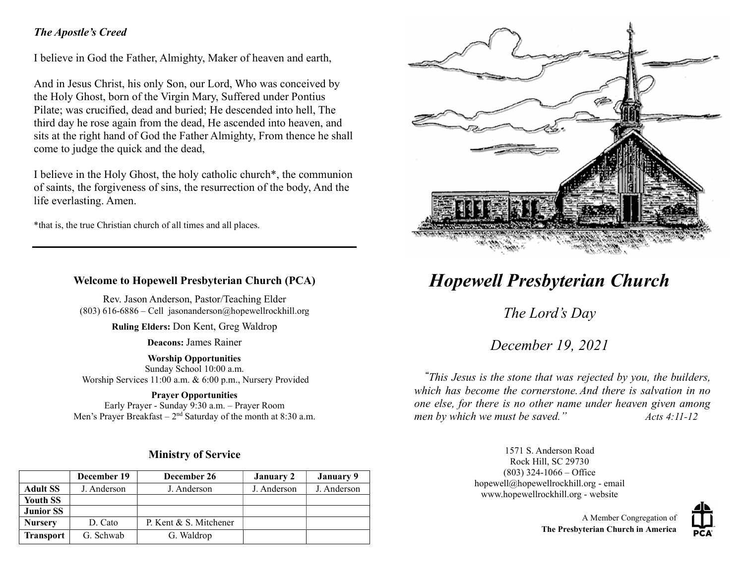***The Apostle's Creed***

I believe in God the Father, Almighty, Maker of heaven and earth,

And in Jesus Christ, his only Son, our Lord, Who was conceived by the Holy Ghost, born of the Virgin Mary, Suffered under Pontius Pilate; was crucified, dead and buried; He descended into hell, The third day he rose again from the dead, He ascended into heaven, and sits at the right hand of God the Father Almighty, From thence he shall come to judge the quick and the dead,

I believe in the Holy Ghost, the holy catholic church*, the communion of saints, the forgiveness of sins, the resurrection of the body, And the life everlasting. Amen.

*that is, the true Christian church of all times and all places.

---

### Welcome to Hopewell Presbyterian Church (PCA)

Rev. Jason Anderson, Pastor/Teaching Elder
(803) 616-6886 – Cell jasonanderson@hopewellrockhill.org

**Ruling Elders:** Don Kent, Greg Waldrop

**Deacons:** James Rainer

**Worship Opportunities**
Sunday School 10:00 a.m.
Worship Services 11:00 a.m. & 6:00 p.m., Nursery Provided

**Prayer Opportunities**
Early Prayer - Sunday 9:30 a.m. – Prayer Room
Men's Prayer Breakfast – 2nd Saturday of the month at 8:30 a.m.

### Ministry of Service

| | December 19 | December 26 | January 2 | January 9 |
|---|---|---|---|---|
| **Adult SS** | J. Anderson | J. Anderson | J. Anderson | J. Anderson |
| **Youth SS** | | | | |
| **Junior SS** | | | | |
| **Nursery** | D. Cato | P. Kent & S. Mitchener | | |
| **Transport** | G. Schwab | G. Waldrop | | |

# *Hopewell Presbyterian Church*

*The Lord's Day*

*December 19, 2021*

*"This Jesus is the stone that was rejected by you, the builders, which has become the cornerstone. And there is salvation in no one else, for there is no other name under heaven given among men by which we must be saved."* *Acts 4:11-12*

1571 S. Anderson Road
Rock Hill, SC 29730
(803) 324-1066 – Office
hopewell@hopewellrockhill.org - email
www.hopewellrockhill.org - website

A Member Congregation of
**The Presbyterian Church in America**